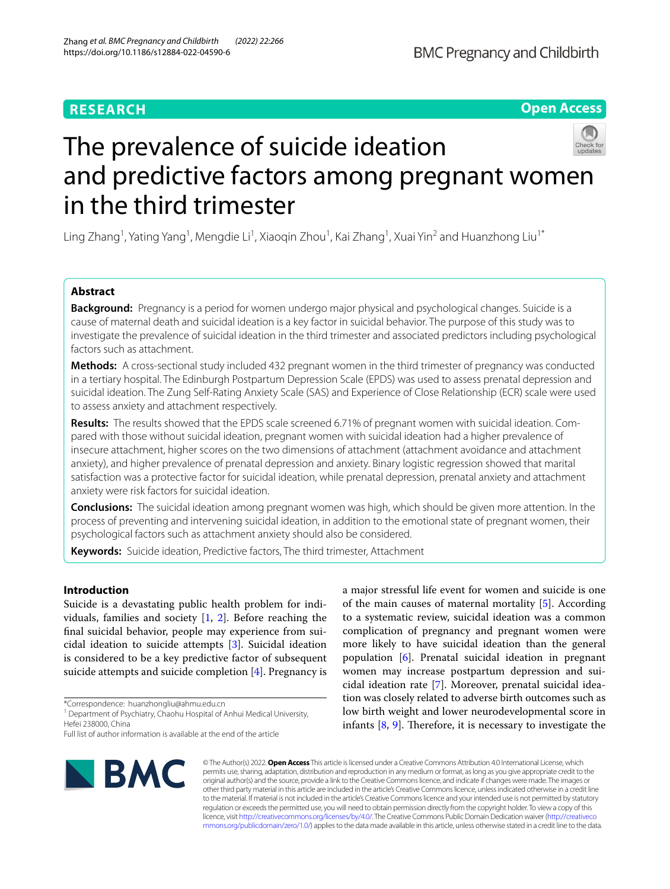RESEARCH

Open Access

# The prevalence of suicide ideation and predictive factors among pregnant women in the third trimester

Ling Zhang[1], Yating Yang[1], Mengdie Li[1], Xiaoqin Zhou[1], Kai Zhang[1], Xuai Yin[2] and Huanzhong Liu[1*]

## Abstract

**Background:** Pregnancy is a period for women undergo major physical and psychological changes. Suicide is a cause of maternal death and suicidal ideation is a key factor in suicidal behavior. The purpose of this study was to investigate the prevalence of suicidal ideation in the third trimester and associated predictors including psychological factors such as attachment.

**Methods:** A cross-sectional study included 432 pregnant women in the third trimester of pregnancy was conducted in a tertiary hospital. The Edinburgh Postpartum Depression Scale (EPDS) was used to assess prenatal depression and suicidal ideation. The Zung Self-Rating Anxiety Scale (SAS) and Experience of Close Relationship (ECR) scale were used to assess anxiety and attachment respectively.

**Results:** The results showed that the EPDS scale screened 6.71% of pregnant women with suicidal ideation. Compared with those without suicidal ideation, pregnant women with suicidal ideation had a higher prevalence of insecure attachment, higher scores on the two dimensions of attachment (attachment avoidance and attachment anxiety), and higher prevalence of prenatal depression and anxiety. Binary logistic regression showed that marital satisfaction was a protective factor for suicidal ideation, while prenatal depression, prenatal anxiety and attachment anxiety were risk factors for suicidal ideation.

**Conclusions:** The suicidal ideation among pregnant women was high, which should be given more attention. In the process of preventing and intervening suicidal ideation, in addition to the emotional state of pregnant women, their psychological factors such as attachment anxiety should also be considered.

**Keywords:** Suicide ideation, Predictive factors, The third trimester, Attachment

## Introduction

Suicide is a devastating public health problem for individuals, families and society [1, 2]. Before reaching the final suicidal behavior, people may experience from suicidal ideation to suicide attempts [3]. Suicidal ideation is considered to be a key predictive factor of subsequent suicide attempts and suicide completion [4]. Pregnancy is a major stressful life event for women and suicide is one of the main causes of maternal mortality [5]. According to a systematic review, suicidal ideation was a common complication of pregnancy and pregnant women were more likely to have suicidal ideation than the general population [6]. Prenatal suicidal ideation in pregnant women may increase postpartum depression and suicidal ideation rate [7]. Moreover, prenatal suicidal ideation was closely related to adverse birth outcomes such as low birth weight and lower neurodevelopmental score in infants [8, 9]. Therefore, it is necessary to investigate the

*Correspondence: huanzhongliu@ahmu.edu.cn

[1] Department of Psychiatry, Chaohu Hospital of Anhui Medical University, Hefei 238000, China

Full list of author information is available at the end of the article

© The Author(s) 2022. **Open Access** This article is licensed under a Creative Commons Attribution 4.0 International License, which permits use, sharing, adaptation, distribution and reproduction in any medium or format, as long as you give appropriate credit to the original author(s) and the source, provide a link to the Creative Commons licence, and indicate if changes were made. The images or other third party material in this article are included in the article's Creative Commons licence, unless indicated otherwise in a credit line to the material. If material is not included in the article's Creative Commons licence and your intended use is not permitted by statutory regulation or exceeds the permitted use, you will need to obtain permission directly from the copyright holder. To view a copy of this licence, visit http://creativecommons.org/licenses/by/4.0/. The Creative Commons Public Domain Dedication waiver (http://creativecommons.org/publicdomain/zero/1.0/) applies to the data made available in this article, unless otherwise stated in a credit line to the data.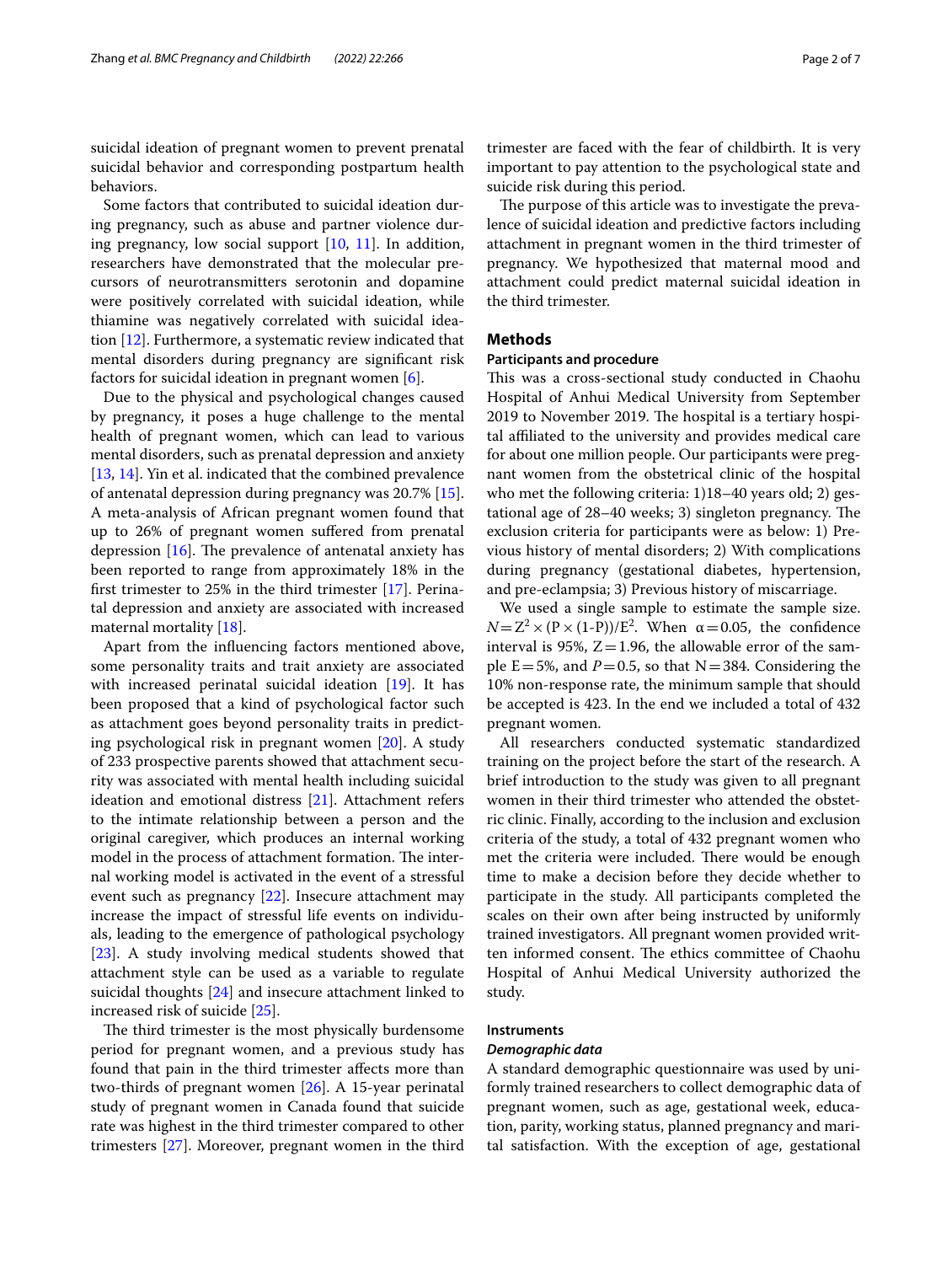suicidal ideation of pregnant women to prevent prenatal suicidal behavior and corresponding postpartum health behaviors.

Some factors that contributed to suicidal ideation during pregnancy, such as abuse and partner violence during pregnancy, low social support [10, 11]. In addition, researchers have demonstrated that the molecular precursors of neurotransmitters serotonin and dopamine were positively correlated with suicidal ideation, while thiamine was negatively correlated with suicidal ideation [12]. Furthermore, a systematic review indicated that mental disorders during pregnancy are significant risk factors for suicidal ideation in pregnant women [6].

Due to the physical and psychological changes caused by pregnancy, it poses a huge challenge to the mental health of pregnant women, which can lead to various mental disorders, such as prenatal depression and anxiety [13, 14]. Yin et al. indicated that the combined prevalence of antenatal depression during pregnancy was 20.7% [15]. A meta-analysis of African pregnant women found that up to 26% of pregnant women suffered from prenatal depression [16]. The prevalence of antenatal anxiety has been reported to range from approximately 18% in the first trimester to 25% in the third trimester [17]. Perinatal depression and anxiety are associated with increased maternal mortality [18].

Apart from the influencing factors mentioned above, some personality traits and trait anxiety are associated with increased perinatal suicidal ideation [19]. It has been proposed that a kind of psychological factor such as attachment goes beyond personality traits in predicting psychological risk in pregnant women [20]. A study of 233 prospective parents showed that attachment security was associated with mental health including suicidal ideation and emotional distress [21]. Attachment refers to the intimate relationship between a person and the original caregiver, which produces an internal working model in the process of attachment formation. The internal working model is activated in the event of a stressful event such as pregnancy [22]. Insecure attachment may increase the impact of stressful life events on individuals, leading to the emergence of pathological psychology [23]. A study involving medical students showed that attachment style can be used as a variable to regulate suicidal thoughts [24] and insecure attachment linked to increased risk of suicide [25].

The third trimester is the most physically burdensome period for pregnant women, and a previous study has found that pain in the third trimester affects more than two-thirds of pregnant women [26]. A 15-year perinatal study of pregnant women in Canada found that suicide rate was highest in the third trimester compared to other trimesters [27]. Moreover, pregnant women in the third trimester are faced with the fear of childbirth. It is very important to pay attention to the psychological state and suicide risk during this period.

The purpose of this article was to investigate the prevalence of suicidal ideation and predictive factors including attachment in pregnant women in the third trimester of pregnancy. We hypothesized that maternal mood and attachment could predict maternal suicidal ideation in the third trimester.

## Methods

### Participants and procedure

This was a cross-sectional study conducted in Chaohu Hospital of Anhui Medical University from September 2019 to November 2019. The hospital is a tertiary hospital affiliated to the university and provides medical care for about one million people. Our participants were pregnant women from the obstetrical clinic of the hospital who met the following criteria: 1)18–40 years old; 2) gestational age of 28–40 weeks; 3) singleton pregnancy. The exclusion criteria for participants were as below: 1) Previous history of mental disorders; 2) With complications during pregnancy (gestational diabetes, hypertension, and pre-eclampsia; 3) Previous history of miscarriage.

We used a single sample to estimate the sample size. $N = Z^2 \times (P \times (1\text{-}P))/E^2$. When $\alpha = 0.05$, the confidence interval is 95%, $Z = 1.96$, the allowable error of the sample $E = 5\%$, and $P = 0.5$, so that $N = 384$. Considering the 10% non-response rate, the minimum sample that should be accepted is 423. In the end we included a total of 432 pregnant women.

All researchers conducted systematic standardized training on the project before the start of the research. A brief introduction to the study was given to all pregnant women in their third trimester who attended the obstetric clinic. Finally, according to the inclusion and exclusion criteria of the study, a total of 432 pregnant women who met the criteria were included. There would be enough time to make a decision before they decide whether to participate in the study. All participants completed the scales on their own after being instructed by uniformly trained investigators. All pregnant women provided written informed consent. The ethics committee of Chaohu Hospital of Anhui Medical University authorized the study.

### Instruments

#### *Demographic data*

A standard demographic questionnaire was used by uniformly trained researchers to collect demographic data of pregnant women, such as age, gestational week, education, parity, working status, planned pregnancy and marital satisfaction. With the exception of age, gestational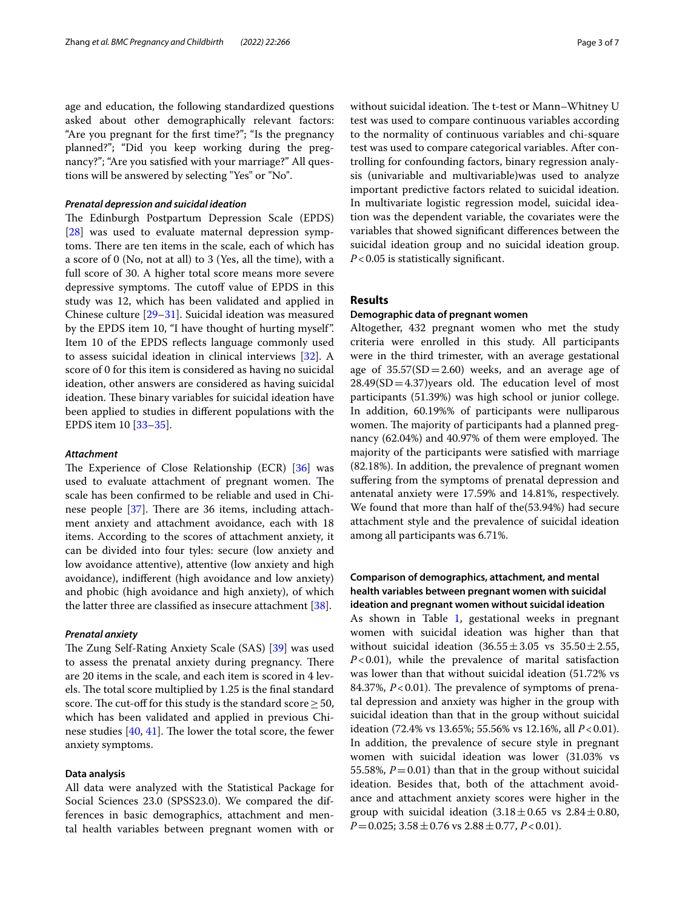age and education, the following standardized questions asked about other demographically relevant factors: "Are you pregnant for the first time?"; "Is the pregnancy planned?"; "Did you keep working during the pregnancy?"; "Are you satisfied with your marriage?" All questions will be answered by selecting "Yes" or "No".

### *Prenatal depression and suicidal ideation*

The Edinburgh Postpartum Depression Scale (EPDS) [28] was used to evaluate maternal depression symptoms. There are ten items in the scale, each of which has a score of 0 (No, not at all) to 3 (Yes, all the time), with a full score of 30. A higher total score means more severe depressive symptoms. The cutoff value of EPDS in this study was 12, which has been validated and applied in Chinese culture [29–31]. Suicidal ideation was measured by the EPDS item 10, "I have thought of hurting myself". Item 10 of the EPDS reflects language commonly used to assess suicidal ideation in clinical interviews [32]. A score of 0 for this item is considered as having no suicidal ideation, other answers are considered as having suicidal ideation. These binary variables for suicidal ideation have been applied to studies in different populations with the EPDS item 10 [33–35].

### *Attachment*

The Experience of Close Relationship (ECR) [36] was used to evaluate attachment of pregnant women. The scale has been confirmed to be reliable and used in Chinese people [37]. There are 36 items, including attachment anxiety and attachment avoidance, each with 18 items. According to the scores of attachment anxiety, it can be divided into four tyles: secure (low anxiety and low avoidance attentive), attentive (low anxiety and high avoidance), indifferent (high avoidance and low anxiety) and phobic (high avoidance and high anxiety), of which the latter three are classified as insecure attachment [38].

### *Prenatal anxiety*

The Zung Self-Rating Anxiety Scale (SAS) [39] was used to assess the prenatal anxiety during pregnancy. There are 20 items in the scale, and each item is scored in 4 levels. The total score multiplied by 1.25 is the final standard score. The cut-off for this study is the standard score ≥ 50, which has been validated and applied in previous Chinese studies [40, 41]. The lower the total score, the fewer anxiety symptoms.

### Data analysis

All data were analyzed with the Statistical Package for Social Sciences 23.0 (SPSS23.0). We compared the differences in basic demographics, attachment and mental health variables between pregnant women with or without suicidal ideation. The t-test or Mann–Whitney U test was used to compare continuous variables according to the normality of continuous variables and chi-square test was used to compare categorical variables. After controlling for confounding factors, binary regression analysis (univariable and multivariable)was used to analyze important predictive factors related to suicidal ideation. In multivariate logistic regression model, suicidal ideation was the dependent variable, the covariates were the variables that showed significant differences between the suicidal ideation group and no suicidal ideation group. $P<0.05$ is statistically significant.

## Results

### Demographic data of pregnant women

Altogether, 432 pregnant women who met the study criteria were enrolled in this study. All participants were in the third trimester, with an average gestational age of 35.57(SD = 2.60) weeks, and an average age of 28.49(SD = 4.37)years old. The education level of most participants (51.39%) was high school or junior college. In addition, 60.19%% of participants were nulliparous women. The majority of participants had a planned pregnancy (62.04%) and 40.97% of them were employed. The majority of the participants were satisfied with marriage (82.18%). In addition, the prevalence of pregnant women suffering from the symptoms of prenatal depression and antenatal anxiety were 17.59% and 14.81%, respectively. We found that more than half of the(53.94%) had secure attachment style and the prevalence of suicidal ideation among all participants was 6.71%.

### Comparison of demographics, attachment, and mental health variables between pregnant women with suicidal ideation and pregnant women without suicidal ideation

As shown in Table 1, gestational weeks in pregnant women with suicidal ideation was higher than that without suicidal ideation (36.55 ± 3.05 vs 35.50 ± 2.55, $P<0.01$), while the prevalence of marital satisfaction was lower than that without suicidal ideation (51.72% vs 84.37%, $P<0.01$). The prevalence of symptoms of prenatal depression and anxiety was higher in the group with suicidal ideation than that in the group without suicidal ideation (72.4% vs 13.65%; 55.56% vs 12.16%, all $P<0.01$). In addition, the prevalence of secure style in pregnant women with suicidal ideation was lower (31.03% vs 55.58%, $P=0.01$) than that in the group without suicidal ideation. Besides that, both of the attachment avoidance and attachment anxiety scores were higher in the group with suicidal ideation (3.18 ± 0.65 vs 2.84 ± 0.80, $P=0.025$; 3.58 ± 0.76 vs 2.88 ± 0.77, $P<0.01$).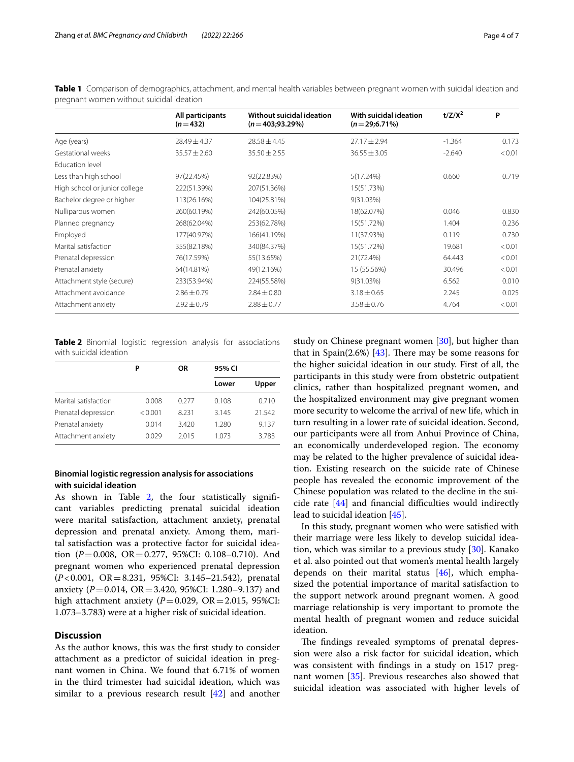**Table 1** Comparison of demographics, attachment, and mental health variables between pregnant women with suicidal ideation and pregnant women without suicidal ideation

| | All participants (n = 432) | Without suicidal ideation (n = 403;93.29%) | With suicidal ideation (n = 29;6.71%) | t/Z/$X^2$ | P |
|---|---|---|---|---|---|
| Age (years) | 28.49 ± 4.37 | 28.58 ± 4.45 | 27.17 ± 2.94 | -1.364 | 0.173 |
| Gestational weeks | 35.57 ± 2.60 | 35.50 ± 2.55 | 36.55 ± 3.05 | -2.640 | < 0.01 |
| Education level | | | | | |
| Less than high school | 97(22.45%) | 92(22.83%) | 5(17.24%) | 0.660 | 0.719 |
| High school or junior college | 222(51.39%) | 207(51.36%) | 15(51.73%) | | |
| Bachelor degree or higher | 113(26.16%) | 104(25.81%) | 9(31.03%) | | |
| Nulliparous women | 260(60.19%) | 242(60.05%) | 18(62.07%) | 0.046 | 0.830 |
| Planned pregnancy | 268(62.04%) | 253(62.78%) | 15(51.72%) | 1.404 | 0.236 |
| Employed | 177(40.97%) | 166(41.19%) | 11(37.93%) | 0.119 | 0.730 |
| Marital satisfaction | 355(82.18%) | 340(84.37%) | 15(51.72%) | 19.681 | < 0.01 |
| Prenatal depression | 76(17.59%) | 55(13.65%) | 21(72.4%) | 64.443 | < 0.01 |
| Prenatal anxiety | 64(14.81%) | 49(12.16%) | 15 (55.56%) | 30.496 | < 0.01 |
| Attachment style (secure) | 233(53.94%) | 224(55.58%) | 9(31.03%) | 6.562 | 0.010 |
| Attachment avoidance | 2.86 ± 0.79 | 2.84 ± 0.80 | 3.18 ± 0.65 | 2.245 | 0.025 |
| Attachment anxiety | 2.92 ± 0.79 | 2.88 ± 0.77 | 3.58 ± 0.76 | 4.764 | < 0.01 |

**Table 2** Binomial logistic regression analysis for associations with suicidal ideation

| | P | OR | 95% CI | |
|---|---|---|---|---|
| | | | Lower | Upper |
| Marital satisfaction | 0.008 | 0.277 | 0.108 | 0.710 |
| Prenatal depression | < 0.001 | 8.231 | 3.145 | 21.542 |
| Prenatal anxiety | 0.014 | 3.420 | 1.280 | 9.137 |
| Attachment anxiety | 0.029 | 2.015 | 1.073 | 3.783 |

### Binomial logistic regression analysis for associations with suicidal ideation

As shown in Table 2, the four statistically significant variables predicting prenatal suicidal ideation were marital satisfaction, attachment anxiety, prenatal depression and prenatal anxiety. Among them, marital satisfaction was a protective factor for suicidal ideation (*P* = 0.008, OR = 0.277, 95%CI: 0.108–0.710). And pregnant women who experienced prenatal depression (*P* < 0.001, OR = 8.231, 95%CI: 3.145–21.542), prenatal anxiety (*P* = 0.014, OR = 3.420, 95%CI: 1.280–9.137) and high attachment anxiety (*P* = 0.029, OR = 2.015, 95%CI: 1.073–3.783) were at a higher risk of suicidal ideation.

## Discussion

As the author knows, this was the first study to consider attachment as a predictor of suicidal ideation in pregnant women in China. We found that 6.71% of women in the third trimester had suicidal ideation, which was similar to a previous research result [42] and another study on Chinese pregnant women [30], but higher than that in Spain(2.6%) [43]. There may be some reasons for the higher suicidal ideation in our study. First of all, the participants in this study were from obstetric outpatient clinics, rather than hospitalized pregnant women, and the hospitalized environment may give pregnant women more security to welcome the arrival of new life, which in turn resulting in a lower rate of suicidal ideation. Second, our participants were all from Anhui Province of China, an economically underdeveloped region. The economy may be related to the higher prevalence of suicidal ideation. Existing research on the suicide rate of Chinese people has revealed the economic improvement of the Chinese population was related to the decline in the suicide rate [44] and financial difficulties would indirectly lead to suicidal ideation [45].

In this study, pregnant women who were satisfied with their marriage were less likely to develop suicidal ideation, which was similar to a previous study [30]. Kanako et al. also pointed out that women's mental health largely depends on their marital status [46], which emphasized the potential importance of marital satisfaction to the support network around pregnant women. A good marriage relationship is very important to promote the mental health of pregnant women and reduce suicidal ideation.

The findings revealed symptoms of prenatal depression were also a risk factor for suicidal ideation, which was consistent with findings in a study on 1517 pregnant women [35]. Previous researches also showed that suicidal ideation was associated with higher levels of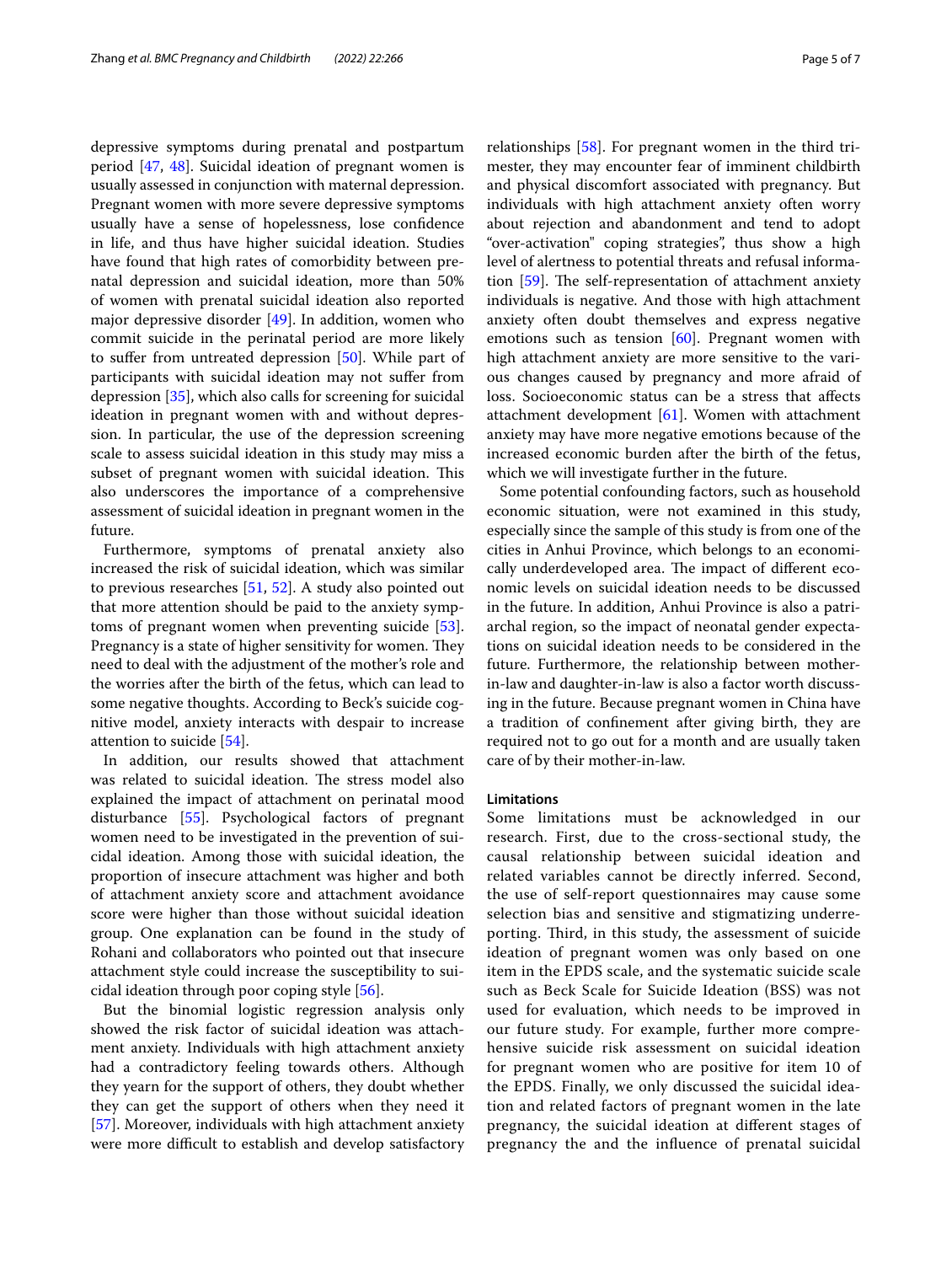depressive symptoms during prenatal and postpartum period [47, 48]. Suicidal ideation of pregnant women is usually assessed in conjunction with maternal depression. Pregnant women with more severe depressive symptoms usually have a sense of hopelessness, lose confidence in life, and thus have higher suicidal ideation. Studies have found that high rates of comorbidity between prenatal depression and suicidal ideation, more than 50% of women with prenatal suicidal ideation also reported major depressive disorder [49]. In addition, women who commit suicide in the perinatal period are more likely to suffer from untreated depression [50]. While part of participants with suicidal ideation may not suffer from depression [35], which also calls for screening for suicidal ideation in pregnant women with and without depression. In particular, the use of the depression screening scale to assess suicidal ideation in this study may miss a subset of pregnant women with suicidal ideation. This also underscores the importance of a comprehensive assessment of suicidal ideation in pregnant women in the future.

Furthermore, symptoms of prenatal anxiety also increased the risk of suicidal ideation, which was similar to previous researches [51, 52]. A study also pointed out that more attention should be paid to the anxiety symptoms of pregnant women when preventing suicide [53]. Pregnancy is a state of higher sensitivity for women. They need to deal with the adjustment of the mother's role and the worries after the birth of the fetus, which can lead to some negative thoughts. According to Beck's suicide cognitive model, anxiety interacts with despair to increase attention to suicide [54].

In addition, our results showed that attachment was related to suicidal ideation. The stress model also explained the impact of attachment on perinatal mood disturbance [55]. Psychological factors of pregnant women need to be investigated in the prevention of suicidal ideation. Among those with suicidal ideation, the proportion of insecure attachment was higher and both of attachment anxiety score and attachment avoidance score were higher than those without suicidal ideation group. One explanation can be found in the study of Rohani and collaborators who pointed out that insecure attachment style could increase the susceptibility to suicidal ideation through poor coping style [56].

But the binomial logistic regression analysis only showed the risk factor of suicidal ideation was attachment anxiety. Individuals with high attachment anxiety had a contradictory feeling towards others. Although they yearn for the support of others, they doubt whether they can get the support of others when they need it [57]. Moreover, individuals with high attachment anxiety were more difficult to establish and develop satisfactory relationships [58]. For pregnant women in the third trimester, they may encounter fear of imminent childbirth and physical discomfort associated with pregnancy. But individuals with high attachment anxiety often worry about rejection and abandonment and tend to adopt "over-activation" coping strategies", thus show a high level of alertness to potential threats and refusal information [59]. The self-representation of attachment anxiety individuals is negative. And those with high attachment anxiety often doubt themselves and express negative emotions such as tension [60]. Pregnant women with high attachment anxiety are more sensitive to the various changes caused by pregnancy and more afraid of loss. Socioeconomic status can be a stress that affects attachment development [61]. Women with attachment anxiety may have more negative emotions because of the increased economic burden after the birth of the fetus, which we will investigate further in the future.

Some potential confounding factors, such as household economic situation, were not examined in this study, especially since the sample of this study is from one of the cities in Anhui Province, which belongs to an economically underdeveloped area. The impact of different economic levels on suicidal ideation needs to be discussed in the future. In addition, Anhui Province is also a patriarchal region, so the impact of neonatal gender expectations on suicidal ideation needs to be considered in the future. Furthermore, the relationship between mother-in-law and daughter-in-law is also a factor worth discussing in the future. Because pregnant women in China have a tradition of confinement after giving birth, they are required not to go out for a month and are usually taken care of by their mother-in-law.

### Limitations

Some limitations must be acknowledged in our research. First, due to the cross-sectional study, the causal relationship between suicidal ideation and related variables cannot be directly inferred. Second, the use of self-report questionnaires may cause some selection bias and sensitive and stigmatizing underreporting. Third, in this study, the assessment of suicide ideation of pregnant women was only based on one item in the EPDS scale, and the systematic suicide scale such as Beck Scale for Suicide Ideation (BSS) was not used for evaluation, which needs to be improved in our future study. For example, further more comprehensive suicide risk assessment on suicidal ideation for pregnant women who are positive for item 10 of the EPDS. Finally, we only discussed the suicidal ideation and related factors of pregnant women in the late pregnancy, the suicidal ideation at different stages of pregnancy the and the influence of prenatal suicidal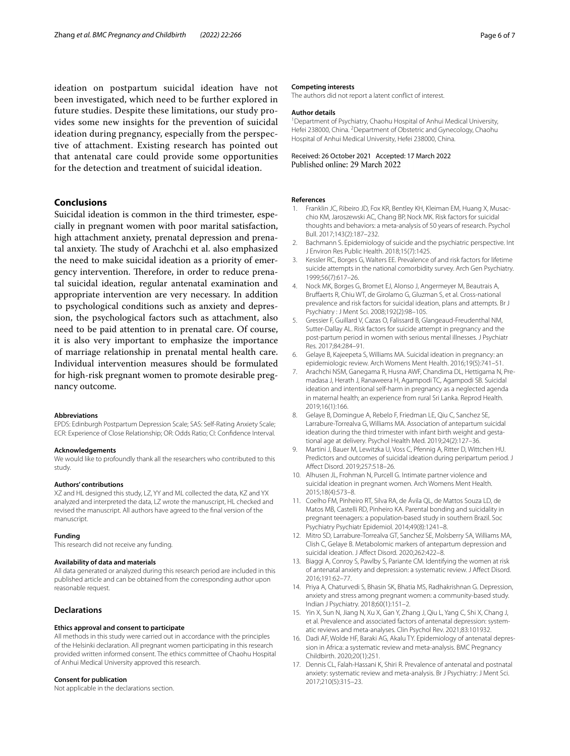ideation on postpartum suicidal ideation have not been investigated, which need to be further explored in future studies. Despite these limitations, our study provides some new insights for the prevention of suicidal ideation during pregnancy, especially from the perspective of attachment. Existing research has pointed out that antenatal care could provide some opportunities for the detection and treatment of suicidal ideation.

## Conclusions

Suicidal ideation is common in the third trimester, especially in pregnant women with poor marital satisfaction, high attachment anxiety, prenatal depression and prenatal anxiety. The study of Arachchi et al. also emphasized the need to make suicidal ideation as a priority of emergency intervention. Therefore, in order to reduce prenatal suicidal ideation, regular antenatal examination and appropriate intervention are very necessary. In addition to psychological conditions such as anxiety and depression, the psychological factors such as attachment, also need to be paid attention to in prenatal care. Of course, it is also very important to emphasize the importance of marriage relationship in prenatal mental health care. Individual intervention measures should be formulated for high-risk pregnant women to promote desirable pregnancy outcome.

#### Abbreviations

EPDS: Edinburgh Postpartum Depression Scale; SAS: Self-Rating Anxiety Scale; ECR: Experience of Close Relationship; OR: Odds Ratio; CI: Confidence Interval.

#### Acknowledgements

We would like to profoundly thank all the researchers who contributed to this study.

#### Authors' contributions

XZ and HL designed this study, LZ, YY and ML collected the data, KZ and YX analyzed and interpreted the data, LZ wrote the manuscript, HL checked and revised the manuscript. All authors have agreed to the final version of the manuscript.

#### Funding

This research did not receive any funding.

#### Availability of data and materials

All data generated or analyzed during this research period are included in this published article and can be obtained from the corresponding author upon reasonable request.

## Declarations

#### Ethics approval and consent to participate

All methods in this study were carried out in accordance with the principles of the Helsinki declaration. All pregnant women participating in this research provided written informed consent. The ethics committee of Chaohu Hospital of Anhui Medical University approved this research.

#### Consent for publication

Not applicable in the declarations section.

#### Competing interests

The authors did not report a latent conflict of interest.

#### Author details

[1]Department of Psychiatry, Chaohu Hospital of Anhui Medical University, Hefei 238000, China. [2]Department of Obstetric and Gynecology, Chaohu Hospital of Anhui Medical University, Hefei 238000, China.

Received: 26 October 2021 Accepted: 17 March 2022
Published online: 29 March 2022

#### References

1. Franklin JC, Ribeiro JD, Fox KR, Bentley KH, Kleiman EM, Huang X, Musacchio KM, Jaroszewski AC, Chang BP, Nock MK. Risk factors for suicidal thoughts and behaviors: a meta-analysis of 50 years of research. Psychol Bull. 2017;143(2):187–232.
2. Bachmann S. Epidemiology of suicide and the psychiatric perspective. Int J Environ Res Public Health. 2018;15(7):1425.
3. Kessler RC, Borges G, Walters EE. Prevalence of and risk factors for lifetime suicide attempts in the national comorbidity survey. Arch Gen Psychiatry. 1999;56(7):617–26.
4. Nock MK, Borges G, Bromet EJ, Alonso J, Angermeyer M, Beautrais A, Bruffaerts R, Chiu WT, de Girolamo G, Gluzman S, et al. Cross-national prevalence and risk factors for suicidal ideation, plans and attempts. Br J Psychiatry : J Ment Sci. 2008;192(2):98–105.
5. Gressier F, Guillard V, Cazas O, Falissard B, Glangeaud-Freudenthal NM, Sutter-Dallay AL. Risk factors for suicide attempt in pregnancy and the post-partum period in women with serious mental illnesses. J Psychiatr Res. 2017;84:284–91.
6. Gelaye B, Kajeepeta S, Williams MA. Suicidal ideation in pregnancy: an epidemiologic review. Arch Womens Ment Health. 2016;19(5):741–51.
7. Arachchi NSM, Ganegama R, Husna AWF, Chandima DL, Hettigama N, Premadasa J, Herath J, Ranaweera H, Agampodi TC, Agampodi SB. Suicidal ideation and intentional self-harm in pregnancy as a neglected agenda in maternal health; an experience from rural Sri Lanka. Reprod Health. 2019;16(1):166.
8. Gelaye B, Domingue A, Rebelo F, Friedman LE, Qiu C, Sanchez SE, Larrabure-Torrealva G, Williams MA. Association of antepartum suicidal ideation during the third trimester with infant birth weight and gestational age at delivery. Psychol Health Med. 2019;24(2):127–36.
9. Martini J, Bauer M, Lewitzka U, Voss C, Pfennig A, Ritter D, Wittchen HU. Predictors and outcomes of suicidal ideation during peripartum period. J Affect Disord. 2019;257:518–26.
10. Alhusen JL, Frohman N, Purcell G. Intimate partner violence and suicidal ideation in pregnant women. Arch Womens Ment Health. 2015;18(4):573–8.
11. Coelho FM, Pinheiro RT, Silva RA, de Ávila QL, de Mattos Souza LD, de Matos MB, Castelli RD, Pinheiro KA. Parental bonding and suicidality in pregnant teenagers: a population-based study in southern Brazil. Soc Psychiatry Psychiatr Epidemiol. 2014;49(8):1241–8.
12. Mitro SD, Larrabure-Torrealva GT, Sanchez SE, Molsberry SA, Williams MA, Clish C, Gelaye B. Metabolomic markers of antepartum depression and suicidal ideation. J Affect Disord. 2020;262:422–8.
13. Biaggi A, Conroy S, Pawlby S, Pariante CM. Identifying the women at risk of antenatal anxiety and depression: a systematic review. J Affect Disord. 2016;191:62–77.
14. Priya A, Chaturvedi S, Bhasin SK, Bhatia MS, Radhakrishnan G. Depression, anxiety and stress among pregnant women: a community-based study. Indian J Psychiatry. 2018;60(1):151–2.
15. Yin X, Sun N, Jiang N, Xu X, Gan Y, Zhang J, Qiu L, Yang C, Shi X, Chang J, et al. Prevalence and associated factors of antenatal depression: systematic reviews and meta-analyses. Clin Psychol Rev. 2021;83:101932.
16. Dadi AF, Wolde HF, Baraki AG, Akalu TY. Epidemiology of antenatal depression in Africa: a systematic review and meta-analysis. BMC Pregnancy Childbirth. 2020;20(1):251.
17. Dennis CL, Falah-Hassani K, Shiri R. Prevalence of antenatal and postnatal anxiety: systematic review and meta-analysis. Br J Psychiatry: J Ment Sci. 2017;210(5):315–23.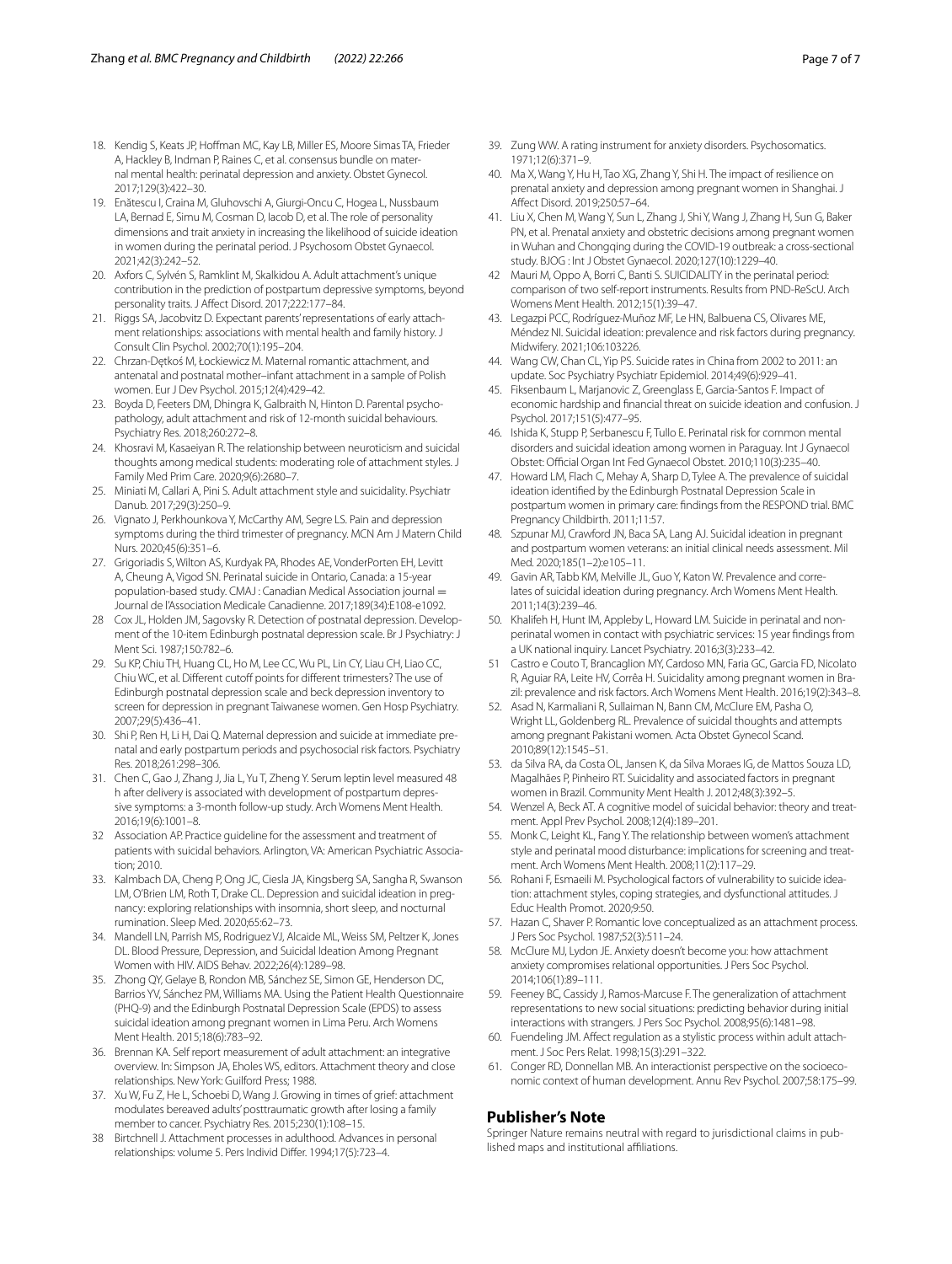18. Kendig S, Keats JP, Hoffman MC, Kay LB, Miller ES, Moore Simas TA, Frieder A, Hackley B, Indman P, Raines C, et al. consensus bundle on maternal mental health: perinatal depression and anxiety. Obstet Gynecol. 2017;129(3):422–30.
19. Enătescu I, Craina M, Gluhovschi A, Giurgi-Oncu C, Hogea L, Nussbaum LA, Bernad E, Simu M, Cosman D, Iacob D, et al. The role of personality dimensions and trait anxiety in increasing the likelihood of suicide ideation in women during the perinatal period. J Psychosom Obstet Gynaecol. 2021;42(3):242–52.
20. Axfors C, Sylvén S, Ramklint M, Skalkidou A. Adult attachment's unique contribution in the prediction of postpartum depressive symptoms, beyond personality traits. J Affect Disord. 2017;222:177–84.
21. Riggs SA, Jacobvitz D. Expectant parents' representations of early attachment relationships: associations with mental health and family history. J Consult Clin Psychol. 2002;70(1):195–204.
22. Chrzan-Dętkoś M, Łockiewicz M. Maternal romantic attachment, and antenatal and postnatal mother–infant attachment in a sample of Polish women. Eur J Dev Psychol. 2015;12(4):429–42.
23. Boyda D, Feeters DM, Dhingra K, Galbraith N, Hinton D. Parental psychopathology, adult attachment and risk of 12-month suicidal behaviours. Psychiatry Res. 2018;260:272–8.
24. Khosravi M, Kasaeiyan R. The relationship between neuroticism and suicidal thoughts among medical students: moderating role of attachment styles. J Family Med Prim Care. 2020;9(6):2680–7.
25. Miniati M, Callari A, Pini S. Adult attachment style and suicidality. Psychiatr Danub. 2017;29(3):250–9.
26. Vignato J, Perkhounkova Y, McCarthy AM, Segre LS. Pain and depression symptoms during the third trimester of pregnancy. MCN Am J Matern Child Nurs. 2020;45(6):351–6.
27. Grigoriadis S, Wilton AS, Kurdyak PA, Rhodes AE, VonderPorten EH, Levitt A, Cheung A, Vigod SN. Perinatal suicide in Ontario, Canada: a 15-year population-based study. CMAJ : Canadian Medical Association journal = Journal de l'Association Medicale Canadienne. 2017;189(34):E108-e1092.
28. Cox JL, Holden JM, Sagovsky R. Detection of postnatal depression. Development of the 10-item Edinburgh postnatal depression scale. Br J Psychiatry: J Ment Sci. 1987;150:782–6.
29. Su KP, Chiu TH, Huang CL, Ho M, Lee CC, Wu PL, Lin CY, Liau CH, Liao CC, Chiu WC, et al. Different cutoff points for different trimesters? The use of Edinburgh postnatal depression scale and beck depression inventory to screen for depression in pregnant Taiwanese women. Gen Hosp Psychiatry. 2007;29(5):436–41.
30. Shi P, Ren H, Li H, Dai Q. Maternal depression and suicide at immediate prenatal and early postpartum periods and psychosocial risk factors. Psychiatry Res. 2018;261:298–306.
31. Chen C, Gao J, Zhang J, Jia L, Yu T, Zheng Y. Serum leptin level measured 48 h after delivery is associated with development of postpartum depressive symptoms: a 3-month follow-up study. Arch Womens Ment Health. 2016;19(6):1001–8.
32. Association AP. Practice guideline for the assessment and treatment of patients with suicidal behaviors. Arlington, VA: American Psychiatric Association; 2010.
33. Kalmbach DA, Cheng P, Ong JC, Ciesla JA, Kingsberg SA, Sangha R, Swanson LM, O'Brien LM, Roth T, Drake CL. Depression and suicidal ideation in pregnancy: exploring relationships with insomnia, short sleep, and nocturnal rumination. Sleep Med. 2020;65:62–73.
34. Mandell LN, Parrish MS, Rodriguez VJ, Alcaide ML, Weiss SM, Peltzer K, Jones DL. Blood Pressure, Depression, and Suicidal Ideation Among Pregnant Women with HIV. AIDS Behav. 2022;26(4):1289–98.
35. Zhong QY, Gelaye B, Rondon MB, Sánchez SE, Simon GE, Henderson DC, Barrios YV, Sánchez PM, Williams MA. Using the Patient Health Questionnaire (PHQ-9) and the Edinburgh Postnatal Depression Scale (EPDS) to assess suicidal ideation among pregnant women in Lima Peru. Arch Womens Ment Health. 2015;18(6):783–92.
36. Brennan KA. Self report measurement of adult attachment: an integrative overview. In: Simpson JA, Eholes WS, editors. Attachment theory and close relationships. New York: Guilford Press; 1988.
37. Xu W, Fu Z, He L, Schoebi D, Wang J. Growing in times of grief: attachment modulates bereaved adults' posttraumatic growth after losing a family member to cancer. Psychiatry Res. 2015;230(1):108–15.
38. Birtchnell J. Attachment processes in adulthood. Advances in personal relationships: volume 5. Pers Individ Differ. 1994;17(5):723–4.
39. Zung WW. A rating instrument for anxiety disorders. Psychosomatics. 1971;12(6):371–9.
40. Ma X, Wang Y, Hu H, Tao XG, Zhang Y, Shi H. The impact of resilience on prenatal anxiety and depression among pregnant women in Shanghai. J Affect Disord. 2019;250:57–64.
41. Liu X, Chen M, Wang Y, Sun L, Zhang J, Shi Y, Wang J, Zhang H, Sun G, Baker PN, et al. Prenatal anxiety and obstetric decisions among pregnant women in Wuhan and Chongqing during the COVID-19 outbreak: a cross-sectional study. BJOG : Int J Obstet Gynaecol. 2020;127(10):1229–40.
42. Mauri M, Oppo A, Borri C, Banti S. SUICIDALITY in the perinatal period: comparison of two self-report instruments. Results from PND-ReScU. Arch Womens Ment Health. 2012;15(1):39–47.
43. Legazpi PCC, Rodríguez-Muñoz MF, Le HN, Balbuena CS, Olivares ME, Méndez NI. Suicidal ideation: prevalence and risk factors during pregnancy. Midwifery. 2021;106:103226.
44. Wang CW, Chan CL, Yip PS. Suicide rates in China from 2002 to 2011: an update. Soc Psychiatry Psychiatr Epidemiol. 2014;49(6):929–41.
45. Fiksenbaum L, Marjanovic Z, Greenglass E, Garcia-Santos F. Impact of economic hardship and financial threat on suicide ideation and confusion. J Psychol. 2017;151(5):477–95.
46. Ishida K, Stupp P, Serbanescu F, Tullo E. Perinatal risk for common mental disorders and suicidal ideation among women in Paraguay. Int J Gynaecol Obstet: Official Organ Int Fed Gynaecol Obstet. 2010;110(3):235–40.
47. Howard LM, Flach C, Mehay A, Sharp D, Tylee A. The prevalence of suicidal ideation identified by the Edinburgh Postnatal Depression Scale in postpartum women in primary care: findings from the RESPOND trial. BMC Pregnancy Childbirth. 2011;11:57.
48. Szpunar MJ, Crawford JN, Baca SA, Lang AJ. Suicidal ideation in pregnant and postpartum women veterans: an initial clinical needs assessment. Mil Med. 2020;185(1–2):e105–11.
49. Gavin AR, Tabb KM, Melville JL, Guo Y, Katon W. Prevalence and correlates of suicidal ideation during pregnancy. Arch Womens Ment Health. 2011;14(3):239–46.
50. Khalifeh H, Hunt IM, Appleby L, Howard LM. Suicide in perinatal and non-perinatal women in contact with psychiatric services: 15 year findings from a UK national inquiry. Lancet Psychiatry. 2016;3(3):233–42.
51. Castro e Couto T, Brancaglion MY, Cardoso MN, Faria GC, Garcia FD, Nicolato R, Aguiar RA, Leite HV, Corrêa H. Suicidality among pregnant women in Brazil: prevalence and risk factors. Arch Womens Ment Health. 2016;19(2):343–8.
52. Asad N, Karmaliani R, Sullaiman N, Bann CM, McClure EM, Pasha O, Wright LL, Goldenberg RL. Prevalence of suicidal thoughts and attempts among pregnant Pakistani women. Acta Obstet Gynecol Scand. 2010;89(12):1545–51.
53. da Silva RA, da Costa OL, Jansen K, da Silva Moraes IG, de Mattos Souza LD, Magalhães P, Pinheiro RT. Suicidality and associated factors in pregnant women in Brazil. Community Ment Health J. 2012;48(3):392–5.
54. Wenzel A, Beck AT. A cognitive model of suicidal behavior: theory and treatment. Appl Prev Psychol. 2008;12(4):189–201.
55. Monk C, Leight KL, Fang Y. The relationship between women's attachment style and perinatal mood disturbance: implications for screening and treatment. Arch Womens Ment Health. 2008;11(2):117–29.
56. Rohani F, Esmaeili M. Psychological factors of vulnerability to suicide ideation: attachment styles, coping strategies, and dysfunctional attitudes. J Educ Health Promot. 2020;9:50.
57. Hazan C, Shaver P. Romantic love conceptualized as an attachment process. J Pers Soc Psychol. 1987;52(3):511–24.
58. McClure MJ, Lydon JE. Anxiety doesn't become you: how attachment anxiety compromises relational opportunities. J Pers Soc Psychol. 2014;106(1):89–111.
59. Feeney BC, Cassidy J, Ramos-Marcuse F. The generalization of attachment representations to new social situations: predicting behavior during initial interactions with strangers. J Pers Soc Psychol. 2008;95(6):1481–98.
60. Fuendeling JM. Affect regulation as a stylistic process within adult attachment. J Soc Pers Relat. 1998;15(3):291–322.
61. Conger RD, Donnellan MB. An interactionist perspective on the socioeconomic context of human development. Annu Rev Psychol. 2007;58:175–99.

## Publisher's Note

Springer Nature remains neutral with regard to jurisdictional claims in published maps and institutional affiliations.